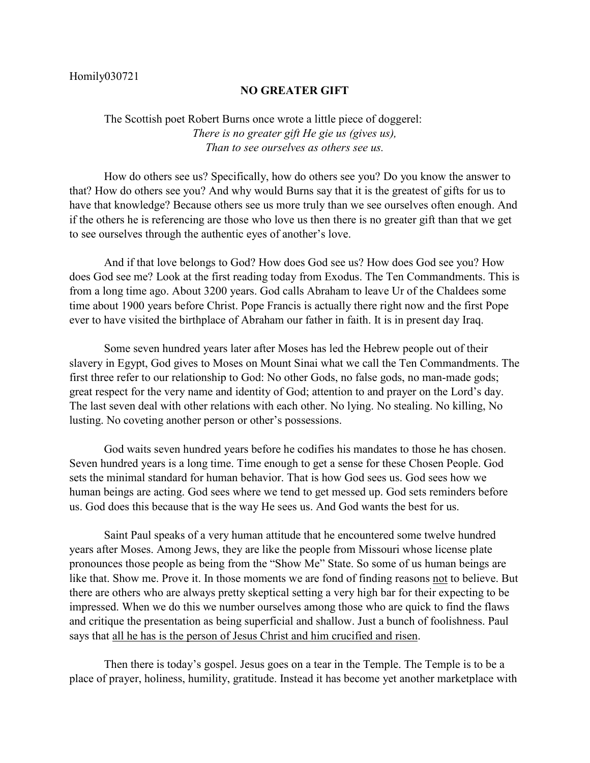Homily030721

## NO GREATER GIFT

The Scottish poet Robert Burns once wrote a little piece of doggerel:

*There is no greater gift He gie us (gives us),*
*Than to see ourselves as others see us.*

How do others see us? Specifically, how do others see you? Do you know the answer to that? How do others see you? And why would Burns say that it is the greatest of gifts for us to have that knowledge? Because others see us more truly than we see ourselves often enough. And if the others he is referencing are those who love us then there is no greater gift than that we get to see ourselves through the authentic eyes of another's love.

And if that love belongs to God? How does God see us? How does God see you? How does God see me? Look at the first reading today from Exodus. The Ten Commandments. This is from a long time ago. About 3200 years. God calls Abraham to leave Ur of the Chaldees some time about 1900 years before Christ. Pope Francis is actually there right now and the first Pope ever to have visited the birthplace of Abraham our father in faith. It is in present day Iraq.

Some seven hundred years later after Moses has led the Hebrew people out of their slavery in Egypt, God gives to Moses on Mount Sinai what we call the Ten Commandments. The first three refer to our relationship to God: No other Gods, no false gods, no man-made gods; great respect for the very name and identity of God; attention to and prayer on the Lord's day. The last seven deal with other relations with each other. No lying. No stealing. No killing, No lusting. No coveting another person or other's possessions.

God waits seven hundred years before he codifies his mandates to those he has chosen. Seven hundred years is a long time. Time enough to get a sense for these Chosen People. God sets the minimal standard for human behavior. That is how God sees us. God sees how we human beings are acting. God sees where we tend to get messed up. God sets reminders before us. God does this because that is the way He sees us. And God wants the best for us.

Saint Paul speaks of a very human attitude that he encountered some twelve hundred years after Moses. Among Jews, they are like the people from Missouri whose license plate pronounces those people as being from the "Show Me" State. So some of us human beings are like that. Show me. Prove it. In those moments we are fond of finding reasons <u>not</u> to believe. But there are others who are always pretty skeptical setting a very high bar for their expecting to be impressed. When we do this we number ourselves among those who are quick to find the flaws and critique the presentation as being superficial and shallow. Just a bunch of foolishness. Paul says that <u>all he has is the person of Jesus Christ and him crucified and risen</u>.

Then there is today's gospel. Jesus goes on a tear in the Temple. The Temple is to be a place of prayer, holiness, humility, gratitude. Instead it has become yet another marketplace with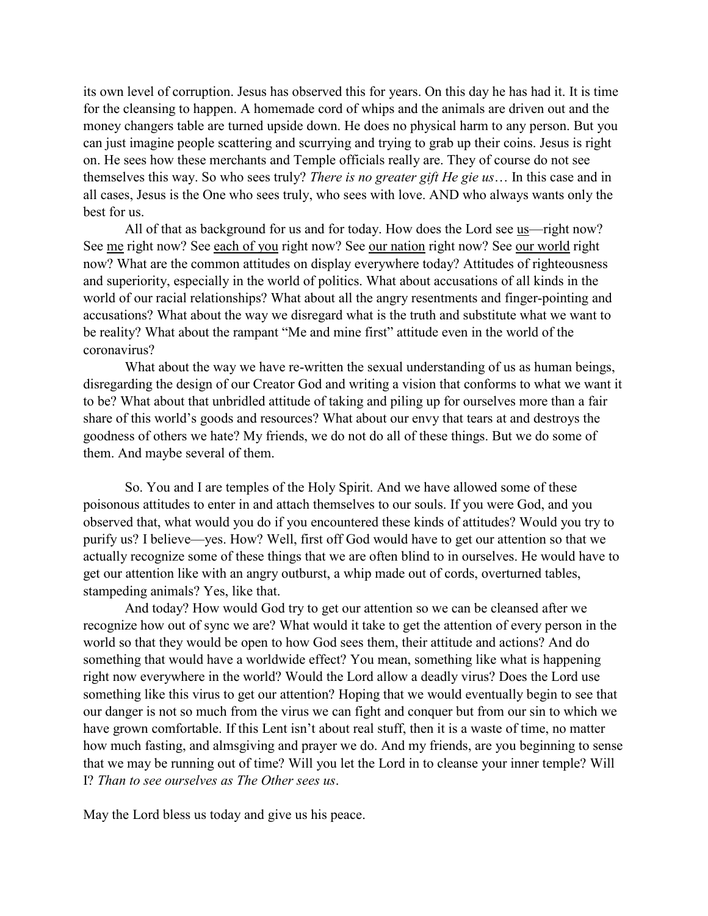its own level of corruption. Jesus has observed this for years. On this day he has had it. It is time for the cleansing to happen. A homemade cord of whips and the animals are driven out and the money changers table are turned upside down. He does no physical harm to any person. But you can just imagine people scattering and scurrying and trying to grab up their coins. Jesus is right on. He sees how these merchants and Temple officials really are. They of course do not see themselves this way. So who sees truly? *There is no greater gift He gie us*… In this case and in all cases, Jesus is the One who sees truly, who sees with love. AND who always wants only the best for us.

All of that as background for us and for today. How does the Lord see <u>us</u>—right now? See <u>me</u> right now? See <u>each of you</u> right now? See <u>our nation</u> right now? See <u>our world</u> right now? What are the common attitudes on display everywhere today? Attitudes of righteousness and superiority, especially in the world of politics. What about accusations of all kinds in the world of our racial relationships? What about all the angry resentments and finger-pointing and accusations? What about the way we disregard what is the truth and substitute what we want to be reality? What about the rampant "Me and mine first" attitude even in the world of the coronavirus?

What about the way we have re-written the sexual understanding of us as human beings, disregarding the design of our Creator God and writing a vision that conforms to what we want it to be? What about that unbridled attitude of taking and piling up for ourselves more than a fair share of this world's goods and resources? What about our envy that tears at and destroys the goodness of others we hate? My friends, we do not do all of these things. But we do some of them. And maybe several of them.

So. You and I are temples of the Holy Spirit. And we have allowed some of these poisonous attitudes to enter in and attach themselves to our souls. If you were God, and you observed that, what would you do if you encountered these kinds of attitudes? Would you try to purify us? I believe—yes. How? Well, first off God would have to get our attention so that we actually recognize some of these things that we are often blind to in ourselves. He would have to get our attention like with an angry outburst, a whip made out of cords, overturned tables, stampeding animals? Yes, like that.

And today? How would God try to get our attention so we can be cleansed after we recognize how out of sync we are? What would it take to get the attention of every person in the world so that they would be open to how God sees them, their attitude and actions? And do something that would have a worldwide effect? You mean, something like what is happening right now everywhere in the world? Would the Lord allow a deadly virus? Does the Lord use something like this virus to get our attention? Hoping that we would eventually begin to see that our danger is not so much from the virus we can fight and conquer but from our sin to which we have grown comfortable. If this Lent isn't about real stuff, then it is a waste of time, no matter how much fasting, and almsgiving and prayer we do. And my friends, are you beginning to sense that we may be running out of time? Will you let the Lord in to cleanse your inner temple? Will I? *Than to see ourselves as The Other sees us*.

May the Lord bless us today and give us his peace.